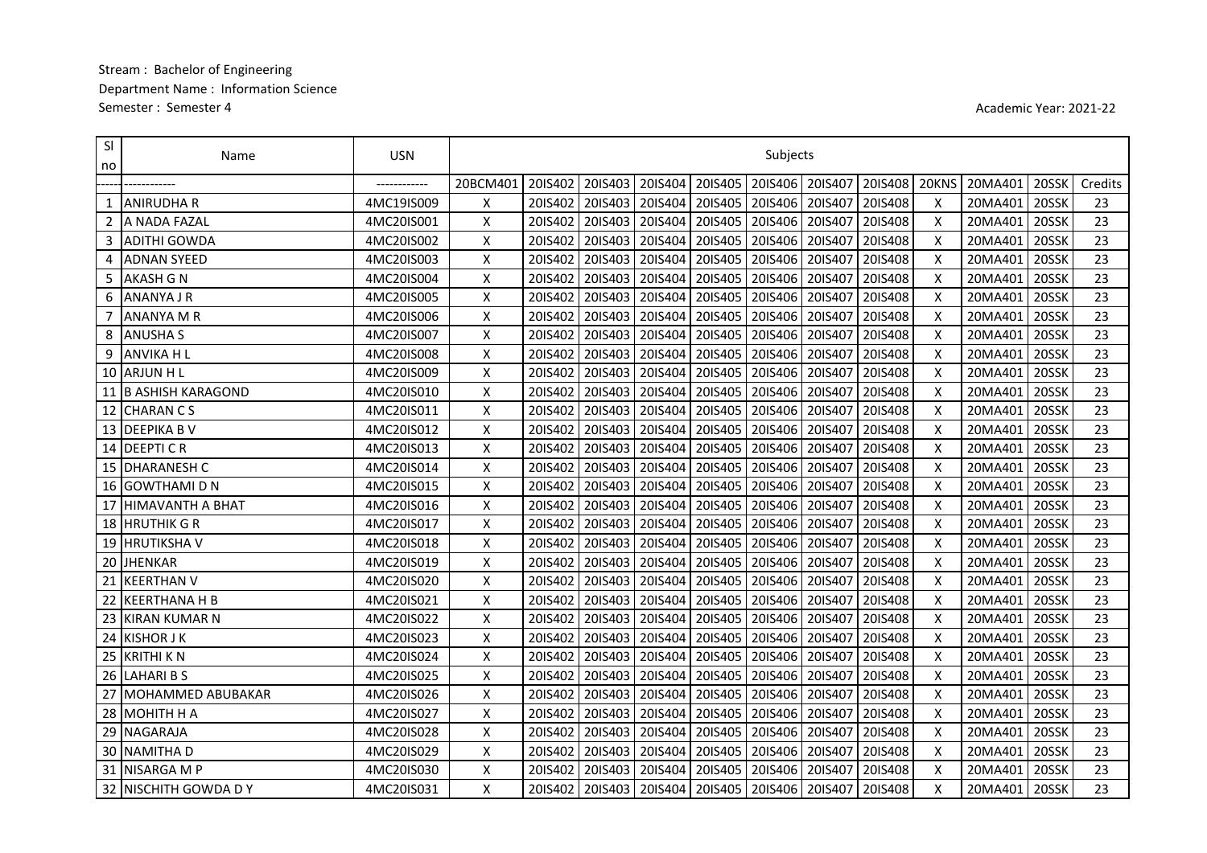Stream : Bachelor of Engineering

Department Name : Information Science

Semester : Semester 4

Academic Year: 2021-22

| Sl no | Name | USN | Subjects | | | | | | | | | | | Credits |
|---|---|---|---|---|---|---|---|---|---|---|---|---|---|---|
| ----- | ------------ | ------------ | 20BCM401 | 20IS402 | 20IS403 | 20IS404 | 20IS405 | 20IS406 | 20IS407 | 20IS408 | 20KNS | 20MA401 | 20SSK | Credits |
| 1 | ANIRUDHA R | 4MC19IS009 | X | 20IS402 | 20IS403 | 20IS404 | 20IS405 | 20IS406 | 20IS407 | 20IS408 | X | 20MA401 | 20SSK | 23 |
| 2 | A NADA FAZAL | 4MC20IS001 | X | 20IS402 | 20IS403 | 20IS404 | 20IS405 | 20IS406 | 20IS407 | 20IS408 | X | 20MA401 | 20SSK | 23 |
| 3 | ADITHI GOWDA | 4MC20IS002 | X | 20IS402 | 20IS403 | 20IS404 | 20IS405 | 20IS406 | 20IS407 | 20IS408 | X | 20MA401 | 20SSK | 23 |
| 4 | ADNAN SYEED | 4MC20IS003 | X | 20IS402 | 20IS403 | 20IS404 | 20IS405 | 20IS406 | 20IS407 | 20IS408 | X | 20MA401 | 20SSK | 23 |
| 5 | AKASH G N | 4MC20IS004 | X | 20IS402 | 20IS403 | 20IS404 | 20IS405 | 20IS406 | 20IS407 | 20IS408 | X | 20MA401 | 20SSK | 23 |
| 6 | ANANYA J R | 4MC20IS005 | X | 20IS402 | 20IS403 | 20IS404 | 20IS405 | 20IS406 | 20IS407 | 20IS408 | X | 20MA401 | 20SSK | 23 |
| 7 | ANANYA M R | 4MC20IS006 | X | 20IS402 | 20IS403 | 20IS404 | 20IS405 | 20IS406 | 20IS407 | 20IS408 | X | 20MA401 | 20SSK | 23 |
| 8 | ANUSHA S | 4MC20IS007 | X | 20IS402 | 20IS403 | 20IS404 | 20IS405 | 20IS406 | 20IS407 | 20IS408 | X | 20MA401 | 20SSK | 23 |
| 9 | ANVIKA H L | 4MC20IS008 | X | 20IS402 | 20IS403 | 20IS404 | 20IS405 | 20IS406 | 20IS407 | 20IS408 | X | 20MA401 | 20SSK | 23 |
| 10 | ARJUN H L | 4MC20IS009 | X | 20IS402 | 20IS403 | 20IS404 | 20IS405 | 20IS406 | 20IS407 | 20IS408 | X | 20MA401 | 20SSK | 23 |
| 11 | B ASHISH KARAGOND | 4MC20IS010 | X | 20IS402 | 20IS403 | 20IS404 | 20IS405 | 20IS406 | 20IS407 | 20IS408 | X | 20MA401 | 20SSK | 23 |
| 12 | CHARAN C S | 4MC20IS011 | X | 20IS402 | 20IS403 | 20IS404 | 20IS405 | 20IS406 | 20IS407 | 20IS408 | X | 20MA401 | 20SSK | 23 |
| 13 | DEEPIKA B V | 4MC20IS012 | X | 20IS402 | 20IS403 | 20IS404 | 20IS405 | 20IS406 | 20IS407 | 20IS408 | X | 20MA401 | 20SSK | 23 |
| 14 | DEEPTI C R | 4MC20IS013 | X | 20IS402 | 20IS403 | 20IS404 | 20IS405 | 20IS406 | 20IS407 | 20IS408 | X | 20MA401 | 20SSK | 23 |
| 15 | DHARANESH C | 4MC20IS014 | X | 20IS402 | 20IS403 | 20IS404 | 20IS405 | 20IS406 | 20IS407 | 20IS408 | X | 20MA401 | 20SSK | 23 |
| 16 | GOWTHAMI D N | 4MC20IS015 | X | 20IS402 | 20IS403 | 20IS404 | 20IS405 | 20IS406 | 20IS407 | 20IS408 | X | 20MA401 | 20SSK | 23 |
| 17 | HIMAVANTH A BHAT | 4MC20IS016 | X | 20IS402 | 20IS403 | 20IS404 | 20IS405 | 20IS406 | 20IS407 | 20IS408 | X | 20MA401 | 20SSK | 23 |
| 18 | HRUTHIK G R | 4MC20IS017 | X | 20IS402 | 20IS403 | 20IS404 | 20IS405 | 20IS406 | 20IS407 | 20IS408 | X | 20MA401 | 20SSK | 23 |
| 19 | HRUTIKSHA V | 4MC20IS018 | X | 20IS402 | 20IS403 | 20IS404 | 20IS405 | 20IS406 | 20IS407 | 20IS408 | X | 20MA401 | 20SSK | 23 |
| 20 | JHENKAR | 4MC20IS019 | X | 20IS402 | 20IS403 | 20IS404 | 20IS405 | 20IS406 | 20IS407 | 20IS408 | X | 20MA401 | 20SSK | 23 |
| 21 | KEERTHAN V | 4MC20IS020 | X | 20IS402 | 20IS403 | 20IS404 | 20IS405 | 20IS406 | 20IS407 | 20IS408 | X | 20MA401 | 20SSK | 23 |
| 22 | KEERTHANA H B | 4MC20IS021 | X | 20IS402 | 20IS403 | 20IS404 | 20IS405 | 20IS406 | 20IS407 | 20IS408 | X | 20MA401 | 20SSK | 23 |
| 23 | KIRAN KUMAR N | 4MC20IS022 | X | 20IS402 | 20IS403 | 20IS404 | 20IS405 | 20IS406 | 20IS407 | 20IS408 | X | 20MA401 | 20SSK | 23 |
| 24 | KISHOR J K | 4MC20IS023 | X | 20IS402 | 20IS403 | 20IS404 | 20IS405 | 20IS406 | 20IS407 | 20IS408 | X | 20MA401 | 20SSK | 23 |
| 25 | KRITHI K N | 4MC20IS024 | X | 20IS402 | 20IS403 | 20IS404 | 20IS405 | 20IS406 | 20IS407 | 20IS408 | X | 20MA401 | 20SSK | 23 |
| 26 | LAHARI B S | 4MC20IS025 | X | 20IS402 | 20IS403 | 20IS404 | 20IS405 | 20IS406 | 20IS407 | 20IS408 | X | 20MA401 | 20SSK | 23 |
| 27 | MOHAMMED ABUBAKAR | 4MC20IS026 | X | 20IS402 | 20IS403 | 20IS404 | 20IS405 | 20IS406 | 20IS407 | 20IS408 | X | 20MA401 | 20SSK | 23 |
| 28 | MOHITH H A | 4MC20IS027 | X | 20IS402 | 20IS403 | 20IS404 | 20IS405 | 20IS406 | 20IS407 | 20IS408 | X | 20MA401 | 20SSK | 23 |
| 29 | NAGARAJA | 4MC20IS028 | X | 20IS402 | 20IS403 | 20IS404 | 20IS405 | 20IS406 | 20IS407 | 20IS408 | X | 20MA401 | 20SSK | 23 |
| 30 | NAMITHA D | 4MC20IS029 | X | 20IS402 | 20IS403 | 20IS404 | 20IS405 | 20IS406 | 20IS407 | 20IS408 | X | 20MA401 | 20SSK | 23 |
| 31 | NISARGA M P | 4MC20IS030 | X | 20IS402 | 20IS403 | 20IS404 | 20IS405 | 20IS406 | 20IS407 | 20IS408 | X | 20MA401 | 20SSK | 23 |
| 32 | NISCHITH GOWDA D Y | 4MC20IS031 | X | 20IS402 | 20IS403 | 20IS404 | 20IS405 | 20IS406 | 20IS407 | 20IS408 | X | 20MA401 | 20SSK | 23 |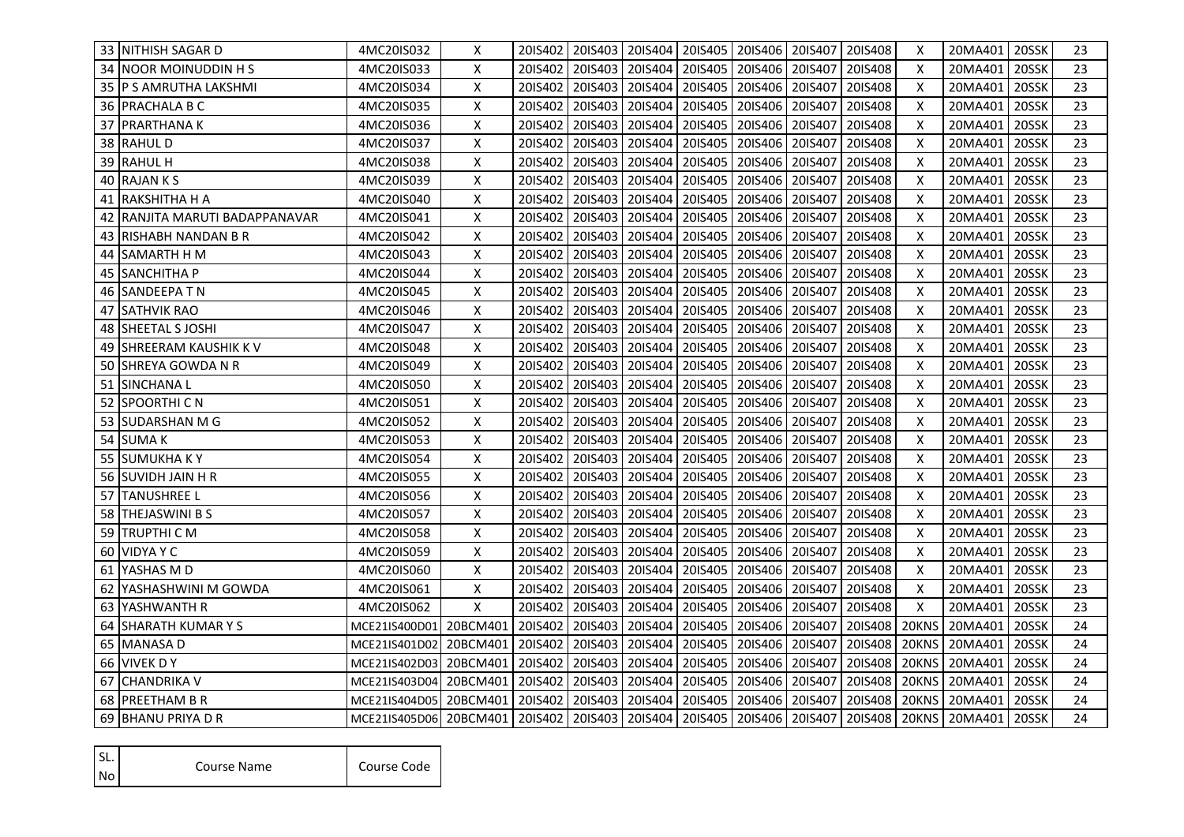| 33 | NITHISH SAGAR D | 4MC20IS032 | X | 20IS402 | 20IS403 | 20IS404 | 20IS405 | 20IS406 | 20IS407 | 20IS408 | X | 20MA401 | 20SSK | 23 |
|---|---|---|---|---|---|---|---|---|---|---|---|---|---|---|
| 34 | NOOR MOINUDDIN H S | 4MC20IS033 | X | 20IS402 | 20IS403 | 20IS404 | 20IS405 | 20IS406 | 20IS407 | 20IS408 | X | 20MA401 | 20SSK | 23 |
| 35 | P S AMRUTHA LAKSHMI | 4MC20IS034 | X | 20IS402 | 20IS403 | 20IS404 | 20IS405 | 20IS406 | 20IS407 | 20IS408 | X | 20MA401 | 20SSK | 23 |
| 36 | PRACHALA B C | 4MC20IS035 | X | 20IS402 | 20IS403 | 20IS404 | 20IS405 | 20IS406 | 20IS407 | 20IS408 | X | 20MA401 | 20SSK | 23 |
| 37 | PRARTHANA K | 4MC20IS036 | X | 20IS402 | 20IS403 | 20IS404 | 20IS405 | 20IS406 | 20IS407 | 20IS408 | X | 20MA401 | 20SSK | 23 |
| 38 | RAHUL D | 4MC20IS037 | X | 20IS402 | 20IS403 | 20IS404 | 20IS405 | 20IS406 | 20IS407 | 20IS408 | X | 20MA401 | 20SSK | 23 |
| 39 | RAHUL H | 4MC20IS038 | X | 20IS402 | 20IS403 | 20IS404 | 20IS405 | 20IS406 | 20IS407 | 20IS408 | X | 20MA401 | 20SSK | 23 |
| 40 | RAJAN K S | 4MC20IS039 | X | 20IS402 | 20IS403 | 20IS404 | 20IS405 | 20IS406 | 20IS407 | 20IS408 | X | 20MA401 | 20SSK | 23 |
| 41 | RAKSHITHA H A | 4MC20IS040 | X | 20IS402 | 20IS403 | 20IS404 | 20IS405 | 20IS406 | 20IS407 | 20IS408 | X | 20MA401 | 20SSK | 23 |
| 42 | RANJITA MARUTI BADAPPANAVAR | 4MC20IS041 | X | 20IS402 | 20IS403 | 20IS404 | 20IS405 | 20IS406 | 20IS407 | 20IS408 | X | 20MA401 | 20SSK | 23 |
| 43 | RISHABH NANDAN B R | 4MC20IS042 | X | 20IS402 | 20IS403 | 20IS404 | 20IS405 | 20IS406 | 20IS407 | 20IS408 | X | 20MA401 | 20SSK | 23 |
| 44 | SAMARTH H M | 4MC20IS043 | X | 20IS402 | 20IS403 | 20IS404 | 20IS405 | 20IS406 | 20IS407 | 20IS408 | X | 20MA401 | 20SSK | 23 |
| 45 | SANCHITHA P | 4MC20IS044 | X | 20IS402 | 20IS403 | 20IS404 | 20IS405 | 20IS406 | 20IS407 | 20IS408 | X | 20MA401 | 20SSK | 23 |
| 46 | SANDEEPA T N | 4MC20IS045 | X | 20IS402 | 20IS403 | 20IS404 | 20IS405 | 20IS406 | 20IS407 | 20IS408 | X | 20MA401 | 20SSK | 23 |
| 47 | SATHVIK RAO | 4MC20IS046 | X | 20IS402 | 20IS403 | 20IS404 | 20IS405 | 20IS406 | 20IS407 | 20IS408 | X | 20MA401 | 20SSK | 23 |
| 48 | SHEETAL S JOSHI | 4MC20IS047 | X | 20IS402 | 20IS403 | 20IS404 | 20IS405 | 20IS406 | 20IS407 | 20IS408 | X | 20MA401 | 20SSK | 23 |
| 49 | SHREERAM KAUSHIK K V | 4MC20IS048 | X | 20IS402 | 20IS403 | 20IS404 | 20IS405 | 20IS406 | 20IS407 | 20IS408 | X | 20MA401 | 20SSK | 23 |
| 50 | SHREYA GOWDA N R | 4MC20IS049 | X | 20IS402 | 20IS403 | 20IS404 | 20IS405 | 20IS406 | 20IS407 | 20IS408 | X | 20MA401 | 20SSK | 23 |
| 51 | SINCHANA L | 4MC20IS050 | X | 20IS402 | 20IS403 | 20IS404 | 20IS405 | 20IS406 | 20IS407 | 20IS408 | X | 20MA401 | 20SSK | 23 |
| 52 | SPOORTHI C N | 4MC20IS051 | X | 20IS402 | 20IS403 | 20IS404 | 20IS405 | 20IS406 | 20IS407 | 20IS408 | X | 20MA401 | 20SSK | 23 |
| 53 | SUDARSHAN M G | 4MC20IS052 | X | 20IS402 | 20IS403 | 20IS404 | 20IS405 | 20IS406 | 20IS407 | 20IS408 | X | 20MA401 | 20SSK | 23 |
| 54 | SUMA K | 4MC20IS053 | X | 20IS402 | 20IS403 | 20IS404 | 20IS405 | 20IS406 | 20IS407 | 20IS408 | X | 20MA401 | 20SSK | 23 |
| 55 | SUMUKHA K Y | 4MC20IS054 | X | 20IS402 | 20IS403 | 20IS404 | 20IS405 | 20IS406 | 20IS407 | 20IS408 | X | 20MA401 | 20SSK | 23 |
| 56 | SUVIDH JAIN H R | 4MC20IS055 | X | 20IS402 | 20IS403 | 20IS404 | 20IS405 | 20IS406 | 20IS407 | 20IS408 | X | 20MA401 | 20SSK | 23 |
| 57 | TANUSHREE L | 4MC20IS056 | X | 20IS402 | 20IS403 | 20IS404 | 20IS405 | 20IS406 | 20IS407 | 20IS408 | X | 20MA401 | 20SSK | 23 |
| 58 | THEJASWINI B S | 4MC20IS057 | X | 20IS402 | 20IS403 | 20IS404 | 20IS405 | 20IS406 | 20IS407 | 20IS408 | X | 20MA401 | 20SSK | 23 |
| 59 | TRUPTHI C M | 4MC20IS058 | X | 20IS402 | 20IS403 | 20IS404 | 20IS405 | 20IS406 | 20IS407 | 20IS408 | X | 20MA401 | 20SSK | 23 |
| 60 | VIDYA Y C | 4MC20IS059 | X | 20IS402 | 20IS403 | 20IS404 | 20IS405 | 20IS406 | 20IS407 | 20IS408 | X | 20MA401 | 20SSK | 23 |
| 61 | YASHAS M D | 4MC20IS060 | X | 20IS402 | 20IS403 | 20IS404 | 20IS405 | 20IS406 | 20IS407 | 20IS408 | X | 20MA401 | 20SSK | 23 |
| 62 | YASHASHWINI M GOWDA | 4MC20IS061 | X | 20IS402 | 20IS403 | 20IS404 | 20IS405 | 20IS406 | 20IS407 | 20IS408 | X | 20MA401 | 20SSK | 23 |
| 63 | YASHWANTH R | 4MC20IS062 | X | 20IS402 | 20IS403 | 20IS404 | 20IS405 | 20IS406 | 20IS407 | 20IS408 | X | 20MA401 | 20SSK | 23 |
| 64 | SHARATH KUMAR Y S | MCE21IS400D01 | 20BCM401 | 20IS402 | 20IS403 | 20IS404 | 20IS405 | 20IS406 | 20IS407 | 20IS408 | 20KNS | 20MA401 | 20SSK | 24 |
| 65 | MANASA D | MCE21IS401D02 | 20BCM401 | 20IS402 | 20IS403 | 20IS404 | 20IS405 | 20IS406 | 20IS407 | 20IS408 | 20KNS | 20MA401 | 20SSK | 24 |
| 66 | VIVEK D Y | MCE21IS402D03 | 20BCM401 | 20IS402 | 20IS403 | 20IS404 | 20IS405 | 20IS406 | 20IS407 | 20IS408 | 20KNS | 20MA401 | 20SSK | 24 |
| 67 | CHANDRIKA V | MCE21IS403D04 | 20BCM401 | 20IS402 | 20IS403 | 20IS404 | 20IS405 | 20IS406 | 20IS407 | 20IS408 | 20KNS | 20MA401 | 20SSK | 24 |
| 68 | PREETHAM B R | MCE21IS404D05 | 20BCM401 | 20IS402 | 20IS403 | 20IS404 | 20IS405 | 20IS406 | 20IS407 | 20IS408 | 20KNS | 20MA401 | 20SSK | 24 |
| 69 | BHANU PRIYA D R | MCE21IS405D06 | 20BCM401 | 20IS402 | 20IS403 | 20IS404 | 20IS405 | 20IS406 | 20IS407 | 20IS408 | 20KNS | 20MA401 | 20SSK | 24 |

| SL. No | Course Name | Course Code |
|---|---|---|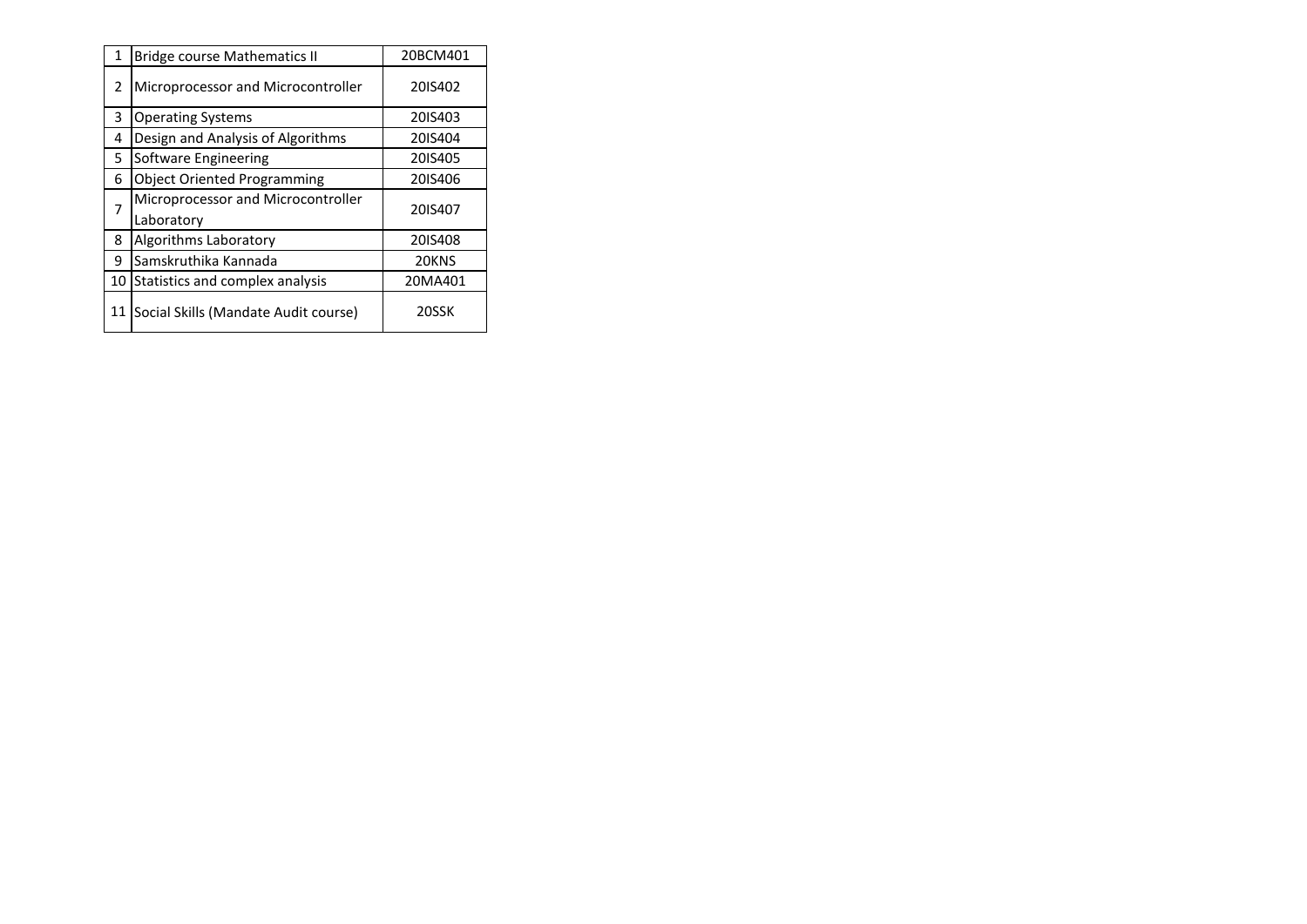| | | |
|---|---|---|
| 1 | Bridge course Mathematics II | 20BCM401 |
| 2 | Microprocessor and Microcontroller | 20IS402 |
| 3 | Operating Systems | 20IS403 |
| 4 | Design and Analysis of Algorithms | 20IS404 |
| 5 | Software Engineering | 20IS405 |
| 6 | Object Oriented Programming | 20IS406 |
| 7 | Microprocessor and Microcontroller Laboratory | 20IS407 |
| 8 | Algorithms Laboratory | 20IS408 |
| 9 | Samskruthika Kannada | 20KNS |
| 10 | Statistics and complex analysis | 20MA401 |
| 11 | Social Skills (Mandate Audit course) | 20SSK |